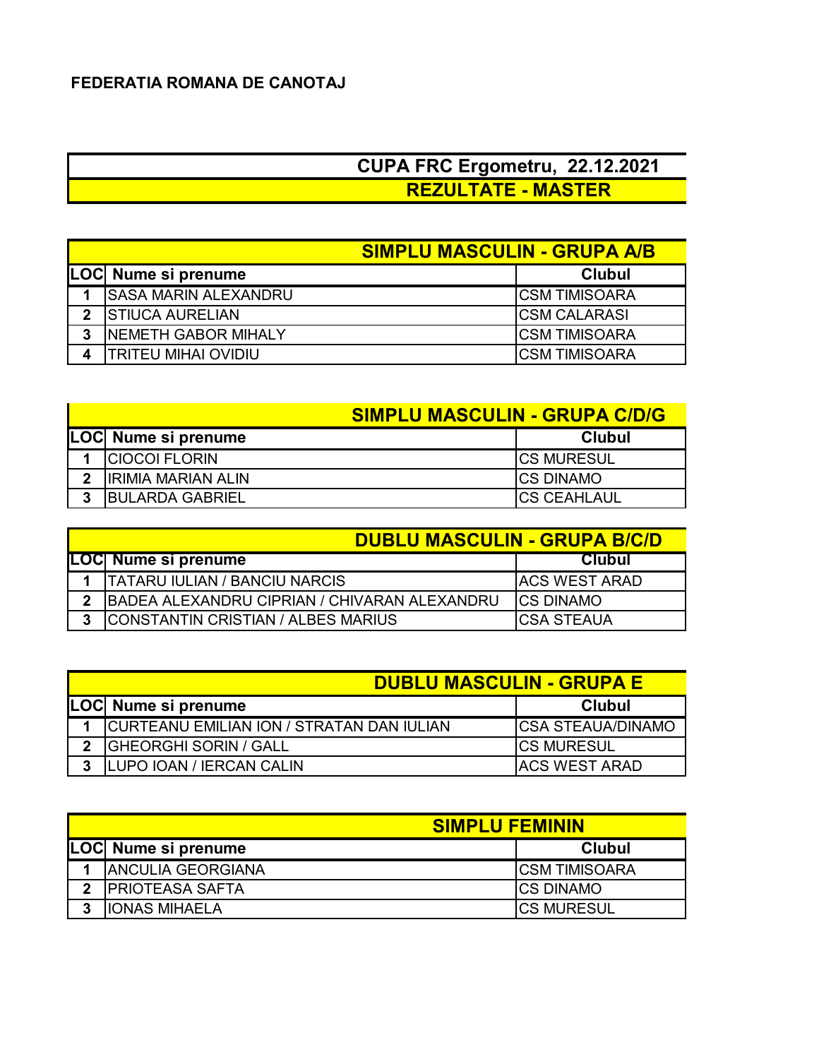**FEDERATIA ROMANA DE CANOTAJ**

## CUPA FRC Ergometru, 22.12.2021

## REZULTATE - MASTER

### SIMPLU MASCULIN - GRUPA A/B

| LOC | Nume si prenume | Clubul |
|---|---|---|
| 1 | SASA MARIN ALEXANDRU | CSM TIMISOARA |
| 2 | STIUCA AURELIAN | CSM CALARASI |
| 3 | NEMETH GABOR MIHALY | CSM TIMISOARA |
| 4 | TRITEU MIHAI OVIDIU | CSM TIMISOARA |

### SIMPLU MASCULIN - GRUPA C/D/G

| LOC | Nume si prenume | Clubul |
|---|---|---|
| 1 | CIOCOI FLORIN | CS MURESUL |
| 2 | IRIMIA MARIAN ALIN | CS DINAMO |
| 3 | BULARDA GABRIEL | CS CEAHLAUL |

### DUBLU MASCULIN - GRUPA B/C/D

| LOC | Nume si prenume | Clubul |
|---|---|---|
| 1 | TATARU IULIAN / BANCIU NARCIS | ACS WEST ARAD |
| 2 | BADEA ALEXANDRU CIPRIAN / CHIVARAN ALEXANDRU | CS DINAMO |
| 3 | CONSTANTIN CRISTIAN / ALBES MARIUS | CSA STEAUA |

### DUBLU MASCULIN - GRUPA E

| LOC | Nume si prenume | Clubul |
|---|---|---|
| 1 | CURTEANU EMILIAN ION / STRATAN DAN IULIAN | CSA STEAUA/DINAMO |
| 2 | GHEORGHI SORIN / GALL | CS MURESUL |
| 3 | LUPO IOAN / IERCAN CALIN | ACS WEST ARAD |

### SIMPLU FEMININ

| LOC | Nume si prenume | Clubul |
|---|---|---|
| 1 | ANCULIA GEORGIANA | CSM TIMISOARA |
| 2 | PRIOTEASA SAFTA | CS DINAMO |
| 3 | IONAS MIHAELA | CS MURESUL |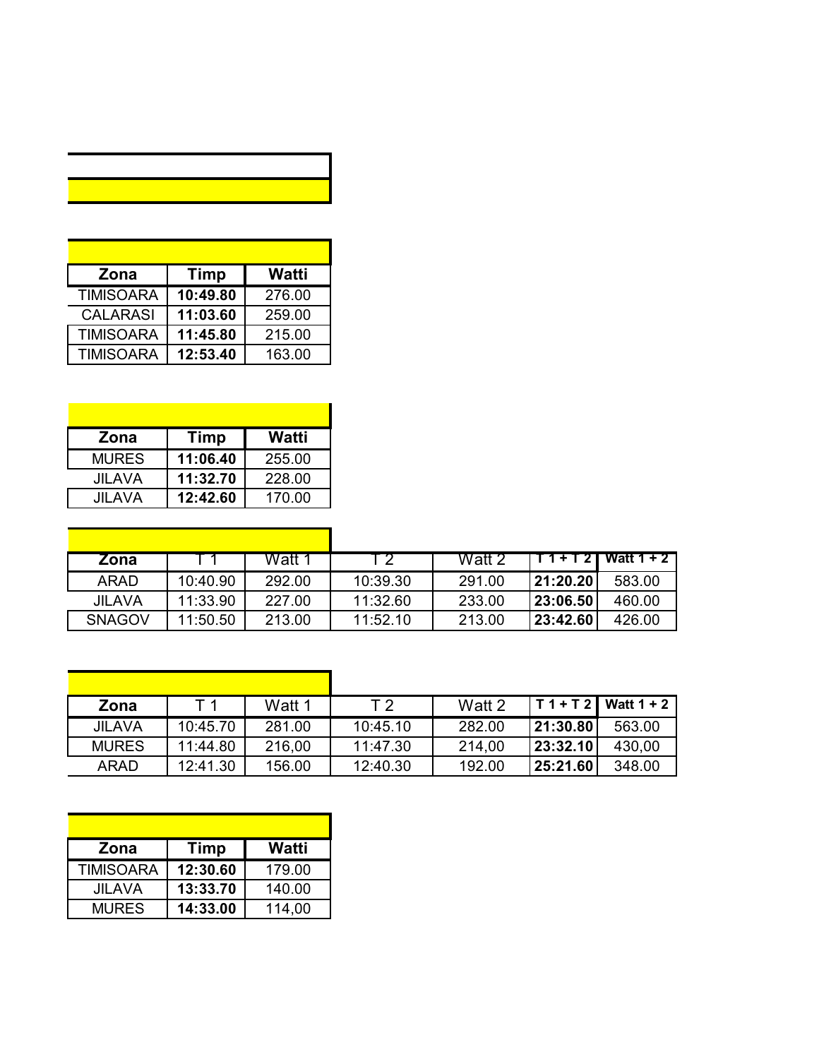| Zona | Timp | Watti |
|---|---|---|
| TIMISOARA | **10:49.80** | 276.00 |
| CALARASI | **11:03.60** | 259.00 |
| TIMISOARA | **11:45.80** | 215.00 |
| TIMISOARA | **12:53.40** | 163.00 |

| Zona | Timp | Watti |
|---|---|---|
| MURES | **11:06.40** | 255.00 |
| JILAVA | **11:32.70** | 228.00 |
| JILAVA | **12:42.60** | 170.00 |

| Zona | T 1 | Watt 1 | T 2 | Watt 2 | T 1 + T 2 | Watt 1 + 2 |
|---|---|---|---|---|---|---|
| ARAD | 10:40.90 | 292.00 | 10:39.30 | 291.00 | **21:20.20** | 583.00 |
| JILAVA | 11:33.90 | 227.00 | 11:32.60 | 233.00 | **23:06.50** | 460.00 |
| SNAGOV | 11:50.50 | 213.00 | 11:52.10 | 213.00 | **23:42.60** | 426.00 |

| Zona | T 1 | Watt 1 | T 2 | Watt 2 | T 1 + T 2 | Watt 1 + 2 |
|---|---|---|---|---|---|---|
| JILAVA | 10:45.70 | 281.00 | 10:45.10 | 282.00 | **21:30.80** | 563.00 |
| MURES | 11:44.80 | 216,00 | 11:47.30 | 214,00 | **23:32.10** | 430,00 |
| ARAD | 12:41.30 | 156.00 | 12:40.30 | 192.00 | **25:21.60** | 348.00 |

| Zona | Timp | Watti |
|---|---|---|
| TIMISOARA | **12:30.60** | 179.00 |
| JILAVA | **13:33.70** | 140.00 |
| MURES | **14:33.00** | 114,00 |